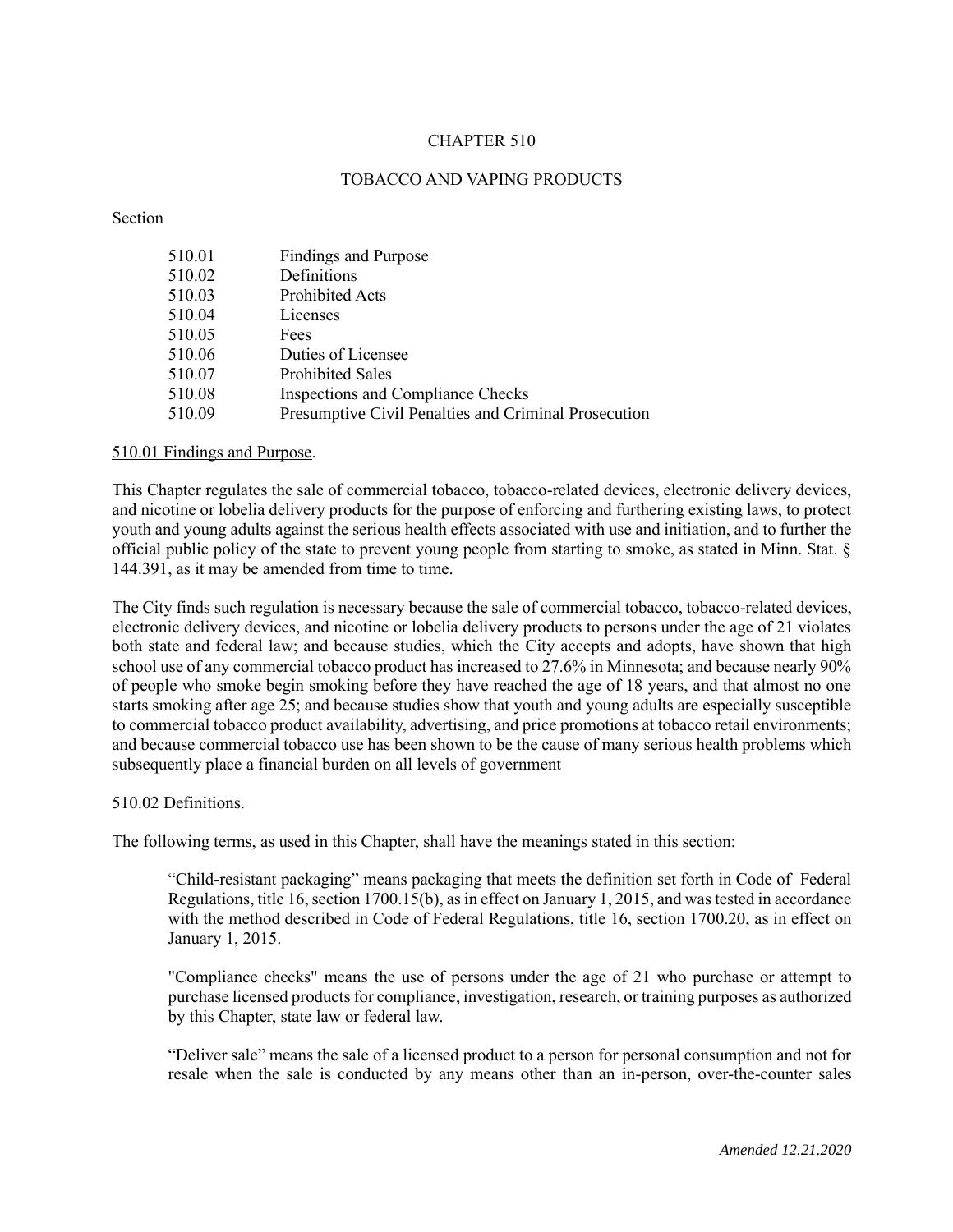# CHAPTER 510

## TOBACCO AND VAPING PRODUCTS

Section

| | |
|---|---|
| 510.01 | Findings and Purpose |
| 510.02 | Definitions |
| 510.03 | Prohibited Acts |
| 510.04 | Licenses |
| 510.05 | Fees |
| 510.06 | Duties of Licensee |
| 510.07 | Prohibited Sales |
| 510.08 | Inspections and Compliance Checks |
| 510.09 | Presumptive Civil Penalties and Criminal Prosecution |

### 510.01 Findings and Purpose.

This Chapter regulates the sale of commercial tobacco, tobacco-related devices, electronic delivery devices, and nicotine or lobelia delivery products for the purpose of enforcing and furthering existing laws, to protect youth and young adults against the serious health effects associated with use and initiation, and to further the official public policy of the state to prevent young people from starting to smoke, as stated in Minn. Stat. § 144.391, as it may be amended from time to time.

The City finds such regulation is necessary because the sale of commercial tobacco, tobacco-related devices, electronic delivery devices, and nicotine or lobelia delivery products to persons under the age of 21 violates both state and federal law; and because studies, which the City accepts and adopts, have shown that high school use of any commercial tobacco product has increased to 27.6% in Minnesota; and because nearly 90% of people who smoke begin smoking before they have reached the age of 18 years, and that almost no one starts smoking after age 25; and because studies show that youth and young adults are especially susceptible to commercial tobacco product availability, advertising, and price promotions at tobacco retail environments; and because commercial tobacco use has been shown to be the cause of many serious health problems which subsequently place a financial burden on all levels of government

### 510.02 Definitions.

The following terms, as used in this Chapter, shall have the meanings stated in this section:

> "Child-resistant packaging" means packaging that meets the definition set forth in Code of Federal Regulations, title 16, section 1700.15(b), as in effect on January 1, 2015, and was tested in accordance with the method described in Code of Federal Regulations, title 16, section 1700.20, as in effect on January 1, 2015.
>
> "Compliance checks" means the use of persons under the age of 21 who purchase or attempt to purchase licensed products for compliance, investigation, research, or training purposes as authorized by this Chapter, state law or federal law.
>
> "Deliver sale" means the sale of a licensed product to a person for personal consumption and not for resale when the sale is conducted by any means other than an in-person, over-the-counter sales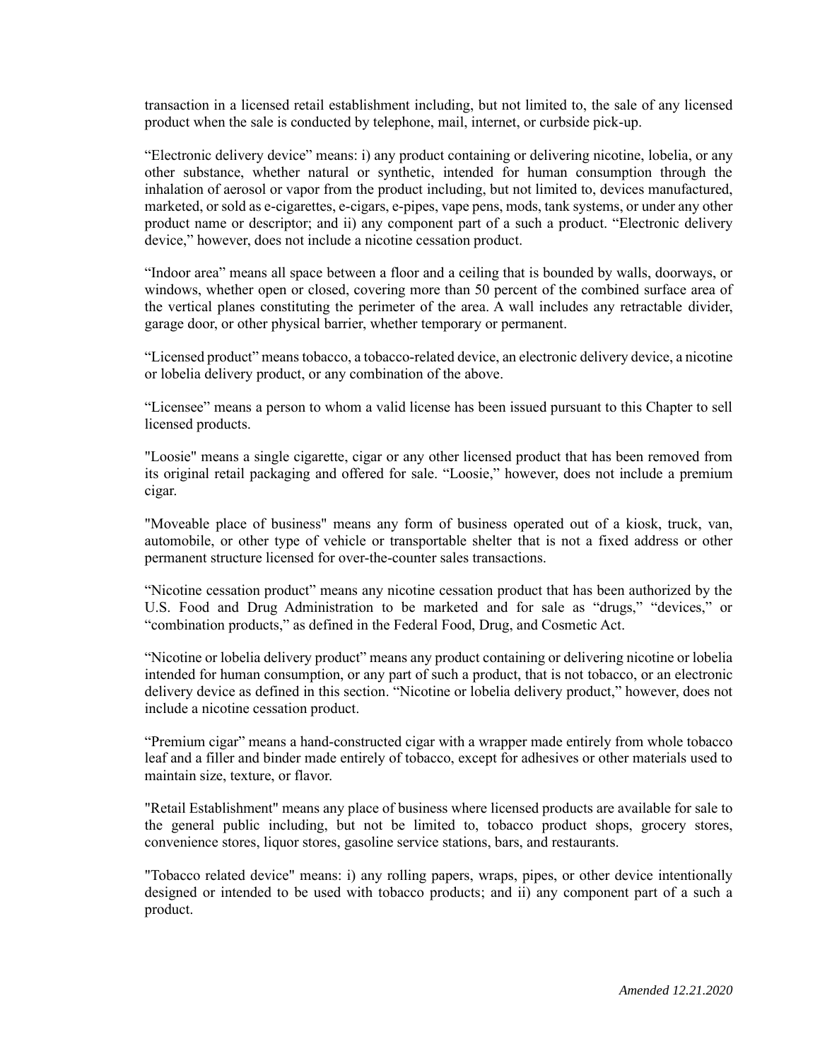transaction in a licensed retail establishment including, but not limited to, the sale of any licensed product when the sale is conducted by telephone, mail, internet, or curbside pick-up.

“Electronic delivery device” means: i) any product containing or delivering nicotine, lobelia, or any other substance, whether natural or synthetic, intended for human consumption through the inhalation of aerosol or vapor from the product including, but not limited to, devices manufactured, marketed, or sold as e-cigarettes, e-cigars, e-pipes, vape pens, mods, tank systems, or under any other product name or descriptor; and ii) any component part of a such a product. “Electronic delivery device,” however, does not include a nicotine cessation product.

“Indoor area” means all space between a floor and a ceiling that is bounded by walls, doorways, or windows, whether open or closed, covering more than 50 percent of the combined surface area of the vertical planes constituting the perimeter of the area. A wall includes any retractable divider, garage door, or other physical barrier, whether temporary or permanent.

“Licensed product” means tobacco, a tobacco-related device, an electronic delivery device, a nicotine or lobelia delivery product, or any combination of the above.

“Licensee” means a person to whom a valid license has been issued pursuant to this Chapter to sell licensed products.

"Loosie" means a single cigarette, cigar or any other licensed product that has been removed from its original retail packaging and offered for sale. “Loosie,” however, does not include a premium cigar.

"Moveable place of business" means any form of business operated out of a kiosk, truck, van, automobile, or other type of vehicle or transportable shelter that is not a fixed address or other permanent structure licensed for over-the-counter sales transactions.

“Nicotine cessation product” means any nicotine cessation product that has been authorized by the U.S. Food and Drug Administration to be marketed and for sale as “drugs,” “devices,” or “combination products,” as defined in the Federal Food, Drug, and Cosmetic Act.

“Nicotine or lobelia delivery product” means any product containing or delivering nicotine or lobelia intended for human consumption, or any part of such a product, that is not tobacco, or an electronic delivery device as defined in this section. “Nicotine or lobelia delivery product,” however, does not include a nicotine cessation product.

“Premium cigar” means a hand-constructed cigar with a wrapper made entirely from whole tobacco leaf and a filler and binder made entirely of tobacco, except for adhesives or other materials used to maintain size, texture, or flavor.

"Retail Establishment" means any place of business where licensed products are available for sale to the general public including, but not be limited to, tobacco product shops, grocery stores, convenience stores, liquor stores, gasoline service stations, bars, and restaurants.

"Tobacco related device" means: i) any rolling papers, wraps, pipes, or other device intentionally designed or intended to be used with tobacco products; and ii) any component part of a such a product.

*Amended 12.21.2020*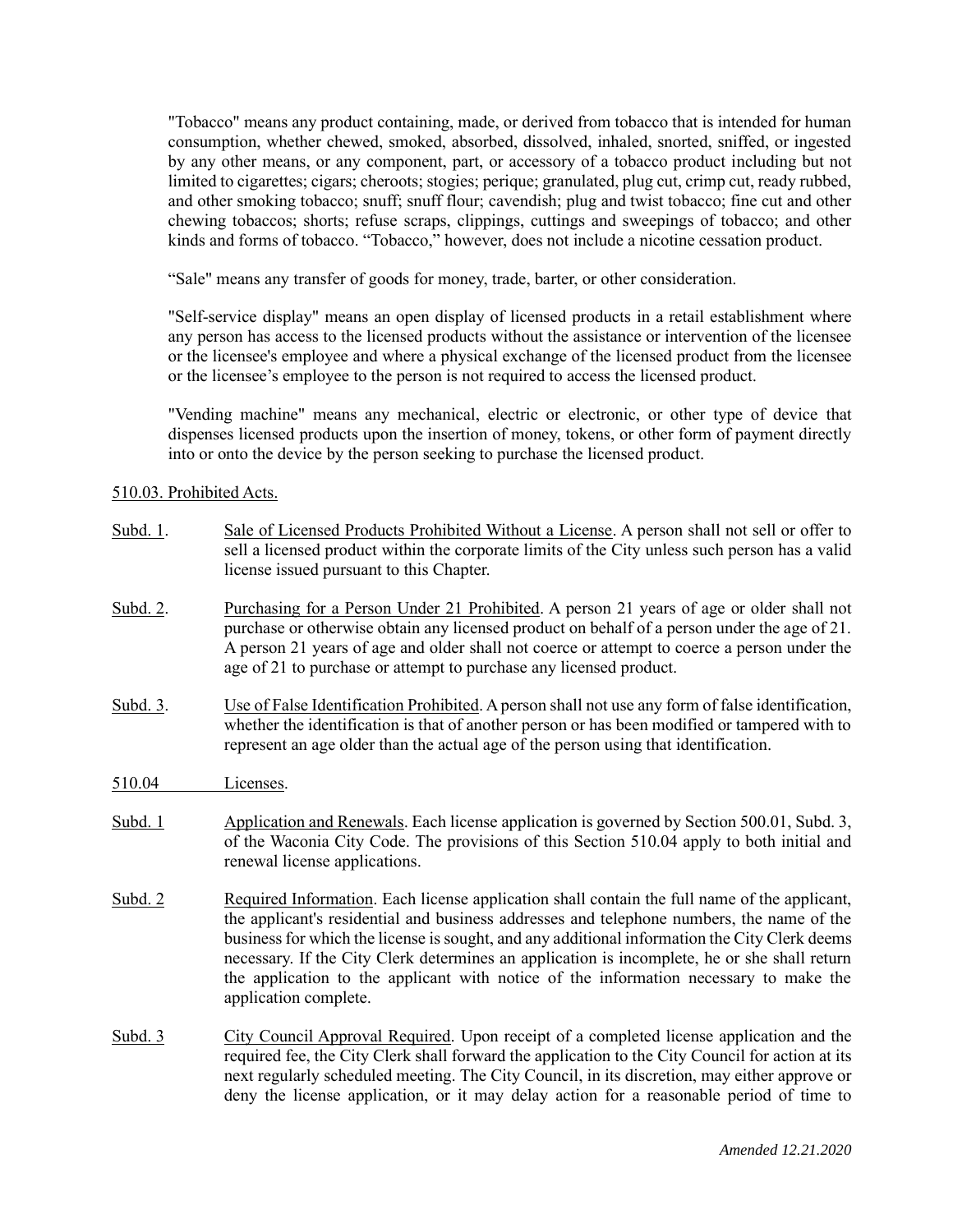"Tobacco" means any product containing, made, or derived from tobacco that is intended for human consumption, whether chewed, smoked, absorbed, dissolved, inhaled, snorted, sniffed, or ingested by any other means, or any component, part, or accessory of a tobacco product including but not limited to cigarettes; cigars; cheroots; stogies; perique; granulated, plug cut, crimp cut, ready rubbed, and other smoking tobacco; snuff; snuff flour; cavendish; plug and twist tobacco; fine cut and other chewing tobaccos; shorts; refuse scraps, clippings, cuttings and sweepings of tobacco; and other kinds and forms of tobacco. "Tobacco," however, does not include a nicotine cessation product.

"Sale" means any transfer of goods for money, trade, barter, or other consideration.

"Self-service display" means an open display of licensed products in a retail establishment where any person has access to the licensed products without the assistance or intervention of the licensee or the licensee's employee and where a physical exchange of the licensed product from the licensee or the licensee's employee to the person is not required to access the licensed product.

"Vending machine" means any mechanical, electric or electronic, or other type of device that dispenses licensed products upon the insertion of money, tokens, or other form of payment directly into or onto the device by the person seeking to purchase the licensed product.

510.03. Prohibited Acts.

Subd. 1. Sale of Licensed Products Prohibited Without a License. A person shall not sell or offer to sell a licensed product within the corporate limits of the City unless such person has a valid license issued pursuant to this Chapter.

Subd. 2. Purchasing for a Person Under 21 Prohibited. A person 21 years of age or older shall not purchase or otherwise obtain any licensed product on behalf of a person under the age of 21. A person 21 years of age and older shall not coerce or attempt to coerce a person under the age of 21 to purchase or attempt to purchase any licensed product.

Subd. 3. Use of False Identification Prohibited. A person shall not use any form of false identification, whether the identification is that of another person or has been modified or tampered with to represent an age older than the actual age of the person using that identification.

510.04 Licenses.

Subd. 1 Application and Renewals. Each license application is governed by Section 500.01, Subd. 3, of the Waconia City Code. The provisions of this Section 510.04 apply to both initial and renewal license applications.

Subd. 2 Required Information. Each license application shall contain the full name of the applicant, the applicant's residential and business addresses and telephone numbers, the name of the business for which the license is sought, and any additional information the City Clerk deems necessary. If the City Clerk determines an application is incomplete, he or she shall return the application to the applicant with notice of the information necessary to make the application complete.

Subd. 3 City Council Approval Required. Upon receipt of a completed license application and the required fee, the City Clerk shall forward the application to the City Council for action at its next regularly scheduled meeting. The City Council, in its discretion, may either approve or deny the license application, or it may delay action for a reasonable period of time to

*Amended 12.21.2020*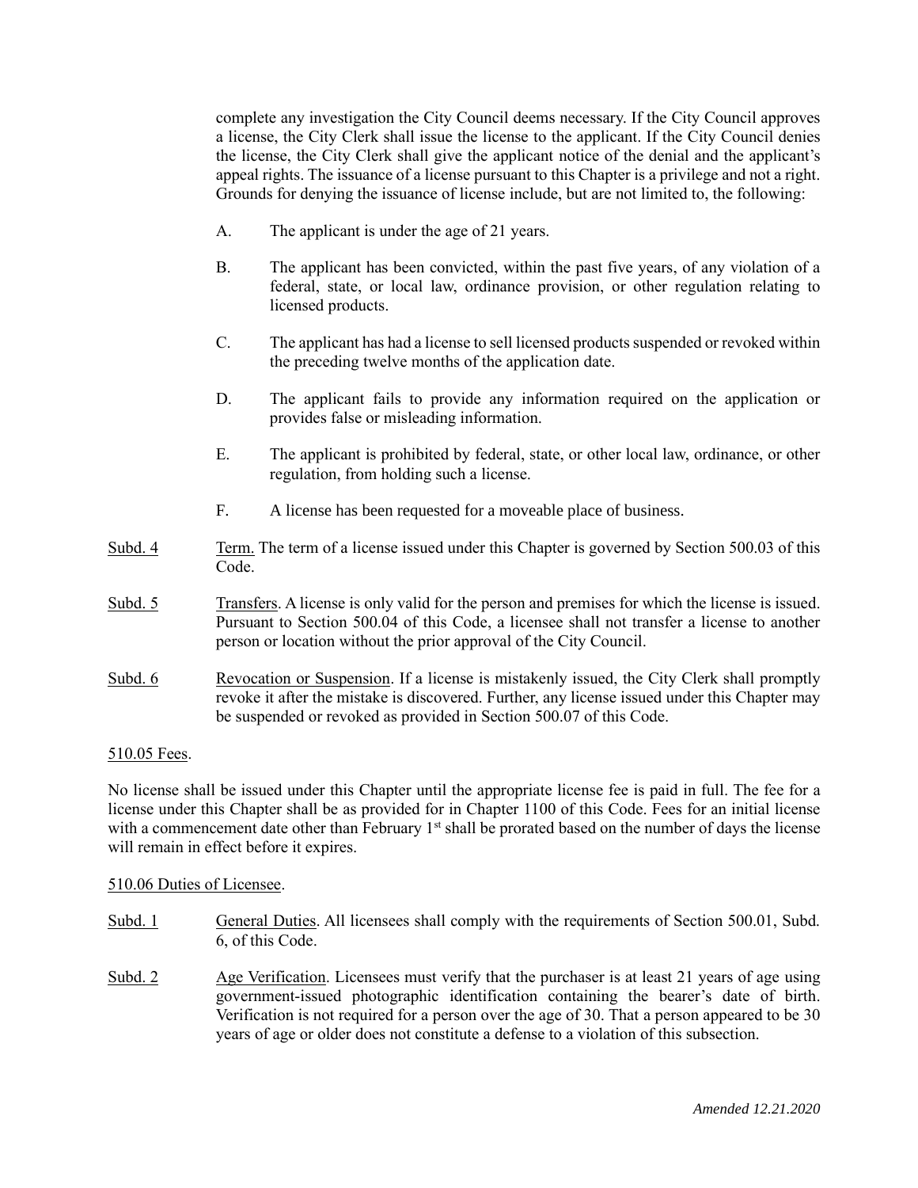complete any investigation the City Council deems necessary. If the City Council approves a license, the City Clerk shall issue the license to the applicant. If the City Council denies the license, the City Clerk shall give the applicant notice of the denial and the applicant's appeal rights. The issuance of a license pursuant to this Chapter is a privilege and not a right. Grounds for denying the issuance of license include, but are not limited to, the following:

A. The applicant is under the age of 21 years.

B. The applicant has been convicted, within the past five years, of any violation of a federal, state, or local law, ordinance provision, or other regulation relating to licensed products.

C. The applicant has had a license to sell licensed products suspended or revoked within the preceding twelve months of the application date.

D. The applicant fails to provide any information required on the application or provides false or misleading information.

E. The applicant is prohibited by federal, state, or other local law, ordinance, or other regulation, from holding such a license.

F. A license has been requested for a moveable place of business.

Subd. 4 Term. The term of a license issued under this Chapter is governed by Section 500.03 of this Code.

Subd. 5 Transfers. A license is only valid for the person and premises for which the license is issued. Pursuant to Section 500.04 of this Code, a licensee shall not transfer a license to another person or location without the prior approval of the City Council.

Subd. 6 Revocation or Suspension. If a license is mistakenly issued, the City Clerk shall promptly revoke it after the mistake is discovered. Further, any license issued under this Chapter may be suspended or revoked as provided in Section 500.07 of this Code.

510.05 Fees.

No license shall be issued under this Chapter until the appropriate license fee is paid in full. The fee for a license under this Chapter shall be as provided for in Chapter 1100 of this Code. Fees for an initial license with a commencement date other than February 1st shall be prorated based on the number of days the license will remain in effect before it expires.

510.06 Duties of Licensee.

Subd. 1 General Duties. All licensees shall comply with the requirements of Section 500.01, Subd. 6, of this Code.

Subd. 2 Age Verification. Licensees must verify that the purchaser is at least 21 years of age using government-issued photographic identification containing the bearer's date of birth. Verification is not required for a person over the age of 30. That a person appeared to be 30 years of age or older does not constitute a defense to a violation of this subsection.

*Amended 12.21.2020*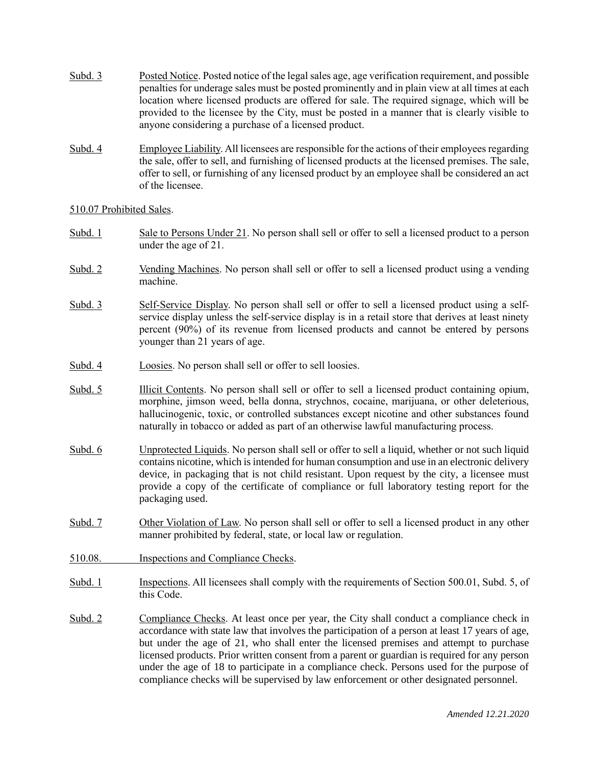Subd. 3 Posted Notice. Posted notice of the legal sales age, age verification requirement, and possible penalties for underage sales must be posted prominently and in plain view at all times at each location where licensed products are offered for sale. The required signage, which will be provided to the licensee by the City, must be posted in a manner that is clearly visible to anyone considering a purchase of a licensed product.

Subd. 4 Employee Liability. All licensees are responsible for the actions of their employees regarding the sale, offer to sell, and furnishing of licensed products at the licensed premises. The sale, offer to sell, or furnishing of any licensed product by an employee shall be considered an act of the licensee.

510.07 Prohibited Sales.

Subd. 1 Sale to Persons Under 21. No person shall sell or offer to sell a licensed product to a person under the age of 21.

Subd. 2 Vending Machines. No person shall sell or offer to sell a licensed product using a vending machine.

Subd. 3 Self-Service Display. No person shall sell or offer to sell a licensed product using a self-service display unless the self-service display is in a retail store that derives at least ninety percent (90%) of its revenue from licensed products and cannot be entered by persons younger than 21 years of age.

Subd. 4 Loosies. No person shall sell or offer to sell loosies.

Subd. 5 Illicit Contents. No person shall sell or offer to sell a licensed product containing opium, morphine, jimson weed, bella donna, strychnos, cocaine, marijuana, or other deleterious, hallucinogenic, toxic, or controlled substances except nicotine and other substances found naturally in tobacco or added as part of an otherwise lawful manufacturing process.

Subd. 6 Unprotected Liquids. No person shall sell or offer to sell a liquid, whether or not such liquid contains nicotine, which is intended for human consumption and use in an electronic delivery device, in packaging that is not child resistant. Upon request by the city, a licensee must provide a copy of the certificate of compliance or full laboratory testing report for the packaging used.

Subd. 7 Other Violation of Law. No person shall sell or offer to sell a licensed product in any other manner prohibited by federal, state, or local law or regulation.

510.08. Inspections and Compliance Checks.

Subd. 1 Inspections. All licensees shall comply with the requirements of Section 500.01, Subd. 5, of this Code.

Subd. 2 Compliance Checks. At least once per year, the City shall conduct a compliance check in accordance with state law that involves the participation of a person at least 17 years of age, but under the age of 21, who shall enter the licensed premises and attempt to purchase licensed products. Prior written consent from a parent or guardian is required for any person under the age of 18 to participate in a compliance check. Persons used for the purpose of compliance checks will be supervised by law enforcement or other designated personnel.

*Amended 12.21.2020*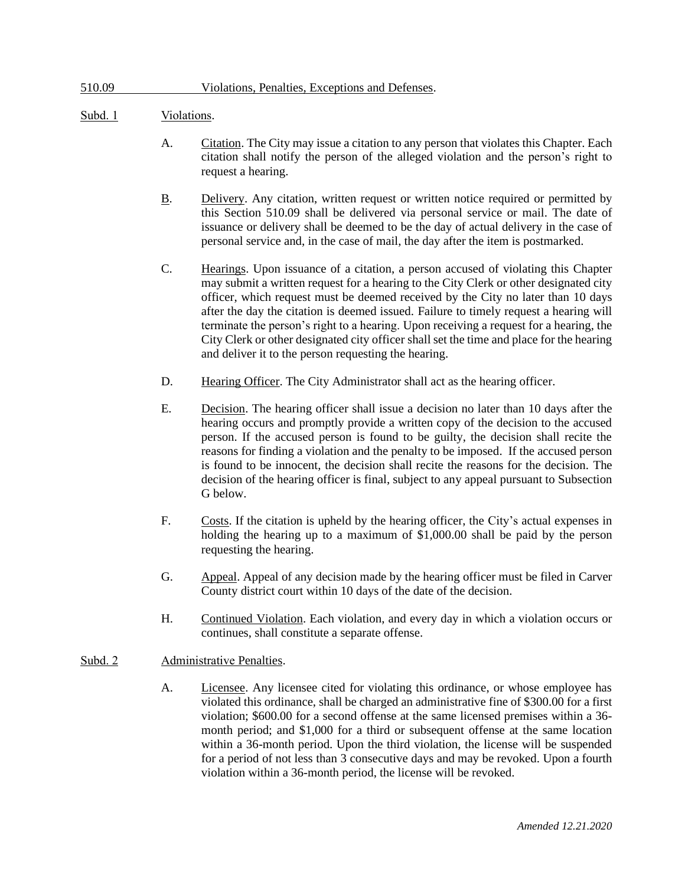510.09 Violations, Penalties, Exceptions and Defenses.

Subd. 1 Violations.

A. Citation. The City may issue a citation to any person that violates this Chapter. Each citation shall notify the person of the alleged violation and the person's right to request a hearing.

B. Delivery. Any citation, written request or written notice required or permitted by this Section 510.09 shall be delivered via personal service or mail. The date of issuance or delivery shall be deemed to be the day of actual delivery in the case of personal service and, in the case of mail, the day after the item is postmarked.

C. Hearings. Upon issuance of a citation, a person accused of violating this Chapter may submit a written request for a hearing to the City Clerk or other designated city officer, which request must be deemed received by the City no later than 10 days after the day the citation is deemed issued. Failure to timely request a hearing will terminate the person's right to a hearing. Upon receiving a request for a hearing, the City Clerk or other designated city officer shall set the time and place for the hearing and deliver it to the person requesting the hearing.

D. Hearing Officer. The City Administrator shall act as the hearing officer.

E. Decision. The hearing officer shall issue a decision no later than 10 days after the hearing occurs and promptly provide a written copy of the decision to the accused person. If the accused person is found to be guilty, the decision shall recite the reasons for finding a violation and the penalty to be imposed. If the accused person is found to be innocent, the decision shall recite the reasons for the decision. The decision of the hearing officer is final, subject to any appeal pursuant to Subsection G below.

F. Costs. If the citation is upheld by the hearing officer, the City's actual expenses in holding the hearing up to a maximum of $1,000.00 shall be paid by the person requesting the hearing.

G. Appeal. Appeal of any decision made by the hearing officer must be filed in Carver County district court within 10 days of the date of the decision.

H. Continued Violation. Each violation, and every day in which a violation occurs or continues, shall constitute a separate offense.

Subd. 2 Administrative Penalties.

A. Licensee. Any licensee cited for violating this ordinance, or whose employee has violated this ordinance, shall be charged an administrative fine of $300.00 for a first violation; $600.00 for a second offense at the same licensed premises within a 36-month period; and $1,000 for a third or subsequent offense at the same location within a 36-month period. Upon the third violation, the license will be suspended for a period of not less than 3 consecutive days and may be revoked. Upon a fourth violation within a 36-month period, the license will be revoked.

*Amended 12.21.2020*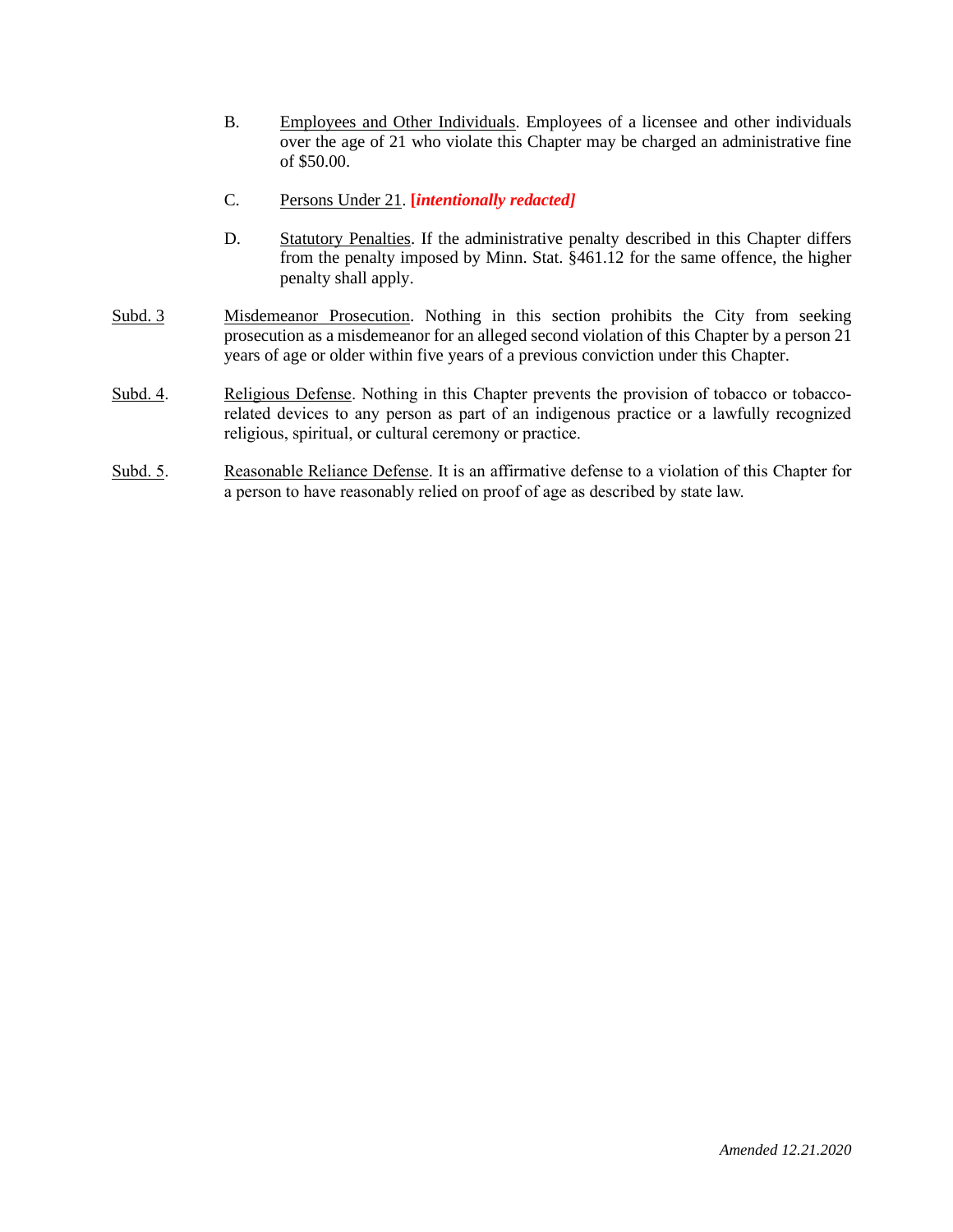B. Employees and Other Individuals. Employees of a licensee and other individuals over the age of 21 who violate this Chapter may be charged an administrative fine of $50.00.

C. Persons Under 21. ***[intentionally redacted]***

D. Statutory Penalties. If the administrative penalty described in this Chapter differs from the penalty imposed by Minn. Stat. §461.12 for the same offence, the higher penalty shall apply.

Subd. 3 Misdemeanor Prosecution. Nothing in this section prohibits the City from seeking prosecution as a misdemeanor for an alleged second violation of this Chapter by a person 21 years of age or older within five years of a previous conviction under this Chapter.

Subd. 4. Religious Defense. Nothing in this Chapter prevents the provision of tobacco or tobacco-related devices to any person as part of an indigenous practice or a lawfully recognized religious, spiritual, or cultural ceremony or practice.

Subd. 5. Reasonable Reliance Defense. It is an affirmative defense to a violation of this Chapter for a person to have reasonably relied on proof of age as described by state law.

*Amended 12.21.2020*